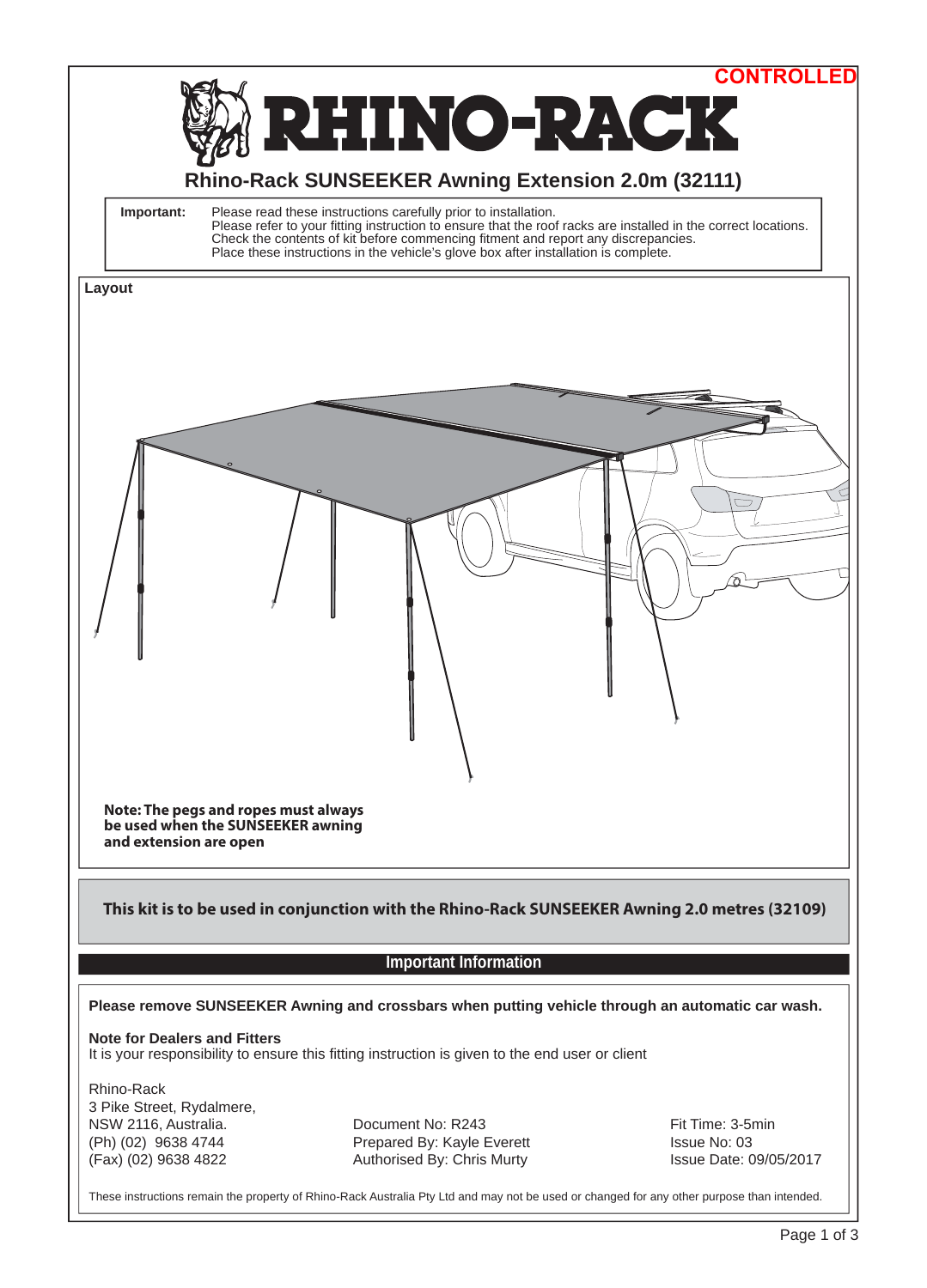CONTROLLED

# RHINO-RACK

## Rhino-Rack SUNSEEKER Awning Extension 2.0m (32111)

**Important:** Please read these instructions carefully prior to installation.
Please refer to your fitting instruction to ensure that the roof racks are installed in the correct locations.
Check the contents of kit before commencing fitment and report any discrepancies.
Place these instructions in the vehicle's glove box after installation is complete.

**Layout**

**Note: The pegs and ropes must always be used when the SUNSEEKER awning and extension are open**

**This kit is to be used in conjunction with the Rhino-Rack SUNSEEKER Awning 2.0 metres (32109)**

## Important Information

**Please remove SUNSEEKER Awning and crossbars when putting vehicle through an automatic car wash.**

**Note for Dealers and Fitters**
It is your responsibility to ensure this fitting instruction is given to the end user or client

Rhino-Rack
3 Pike Street, Rydalmere,
NSW 2116, Australia.
(Ph) (02) 9638 4744
(Fax) (02) 9638 4822

Document No: R243
Prepared By: Kayle Everett
Authorised By: Chris Murty

Fit Time: 3-5min
Issue No: 03
Issue Date: 09/05/2017

These instructions remain the property of Rhino-Rack Australia Pty Ltd and may not be used or changed for any other purpose than intended.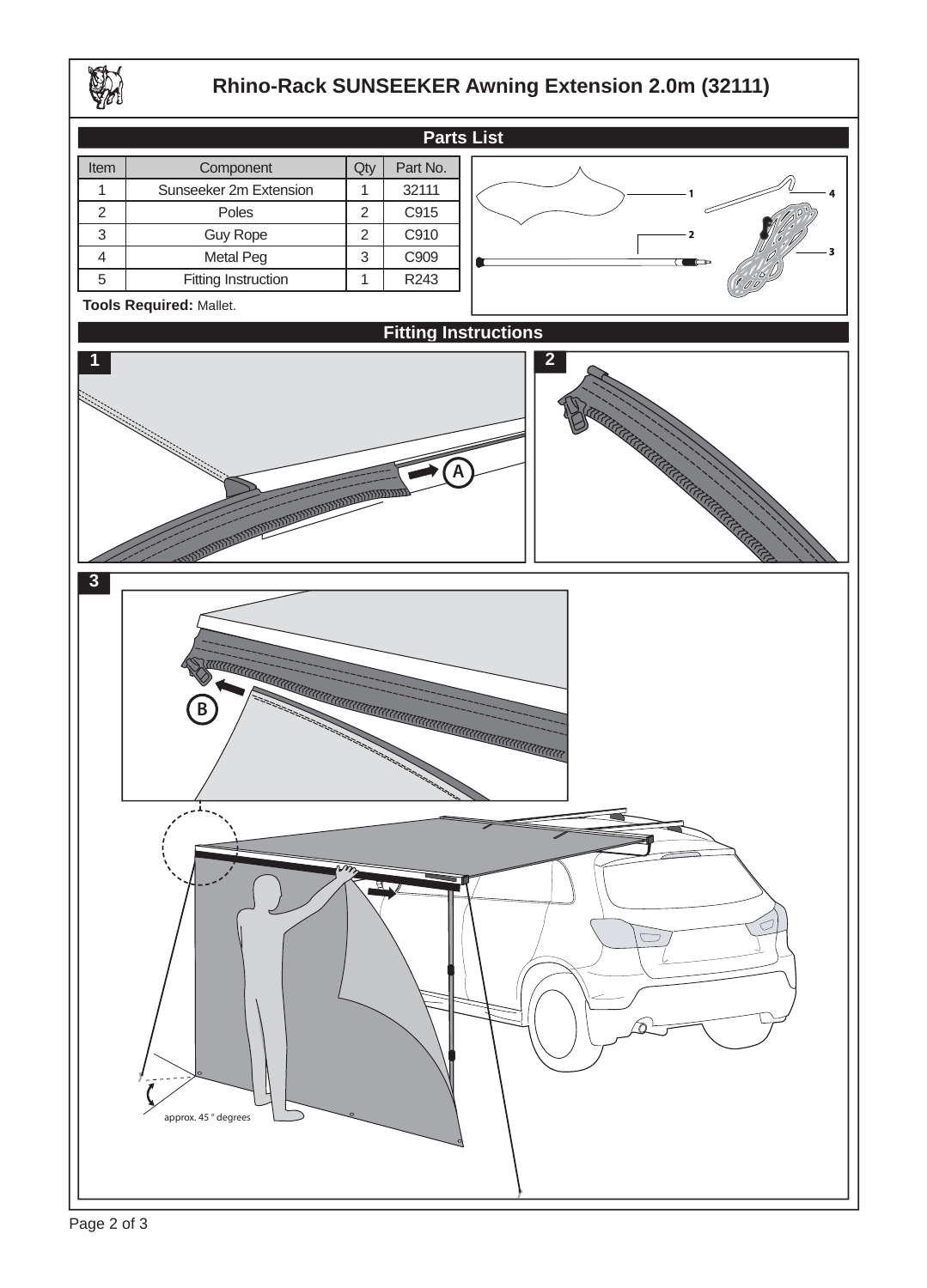# Rhino-Rack SUNSEEKER Awning Extension 2.0m (32111)

## Parts List

| Item | Component | Qty | Part No. |
|---|---|---|---|
| 1 | Sunseeker 2m Extension | 1 | 32111 |
| 2 | Poles | 2 | C915 |
| 3 | Guy Rope | 2 | C910 |
| 4 | Metal Peg | 3 | C909 |
| 5 | Fitting Instruction | 1 | R243 |

**Tools Required:** Mallet.

## Fitting Instructions

1

A

2

3

B

approx. 45 ° degrees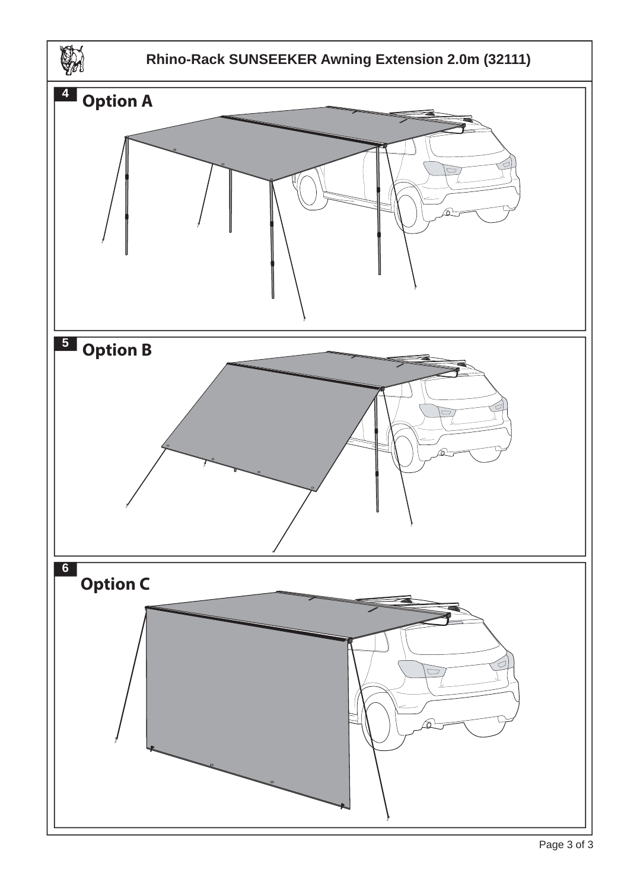# Rhino-Rack SUNSEEKER Awning Extension 2.0m (32111)

## 4 Option A

## 5 Option B

## 6 Option C